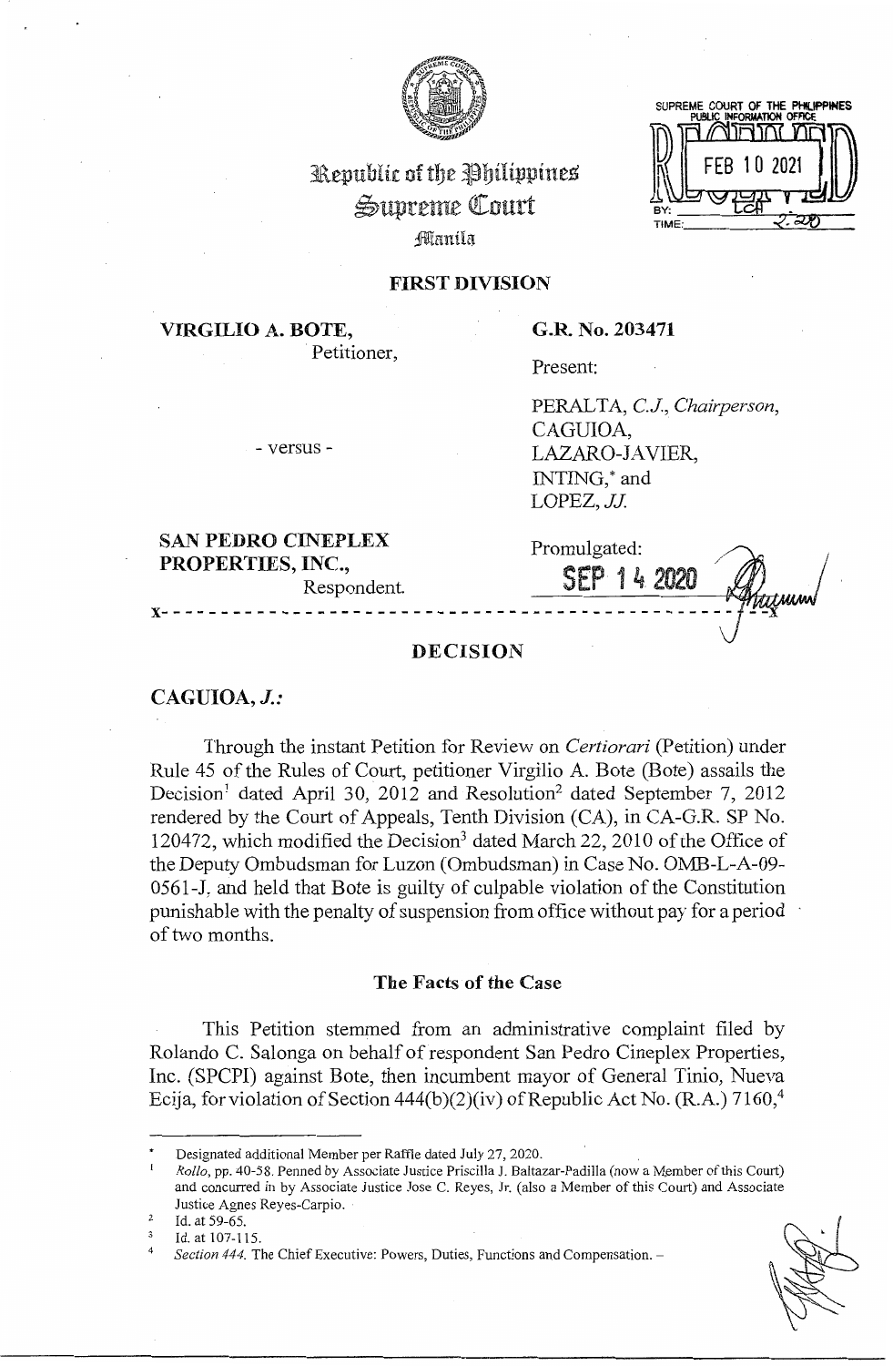Republic of the Philippines
Supreme Court
Manila

SUPREME COURT OF THE PHILIPPINES
PUBLIC INFORMATION OFFICE
FEB 10 2021
BY: LCH
TIME: 2:20

## FIRST DIVISION

**VIRGILIO A. BOTE,**
Petitioner,

- versus -

**SAN PEDRO CINEPLEX PROPERTIES, INC.,**
Respondent.

**G.R. No. 203471**

Present:

PERALTA, *C.J., Chairperson*,
CAGUIOA,
LAZARO-JAVIER,
INTING,* and
LOPEZ, *JJ.*

Promulgated:

**SEP 14 2020**

x- - - - - - - - - - - - - - - - - - - - - - - - - - - - - - - - - - - - - - - - - - - - - - - -x

## DECISION

**CAGUIOA, *J.*:**

Through the instant Petition for Review on *Certiorari* (Petition) under Rule 45 of the Rules of Court, petitioner Virgilio A. Bote (Bote) assails the Decision[1] dated April 30, 2012 and Resolution[2] dated September 7, 2012 rendered by the Court of Appeals, Tenth Division (CA), in CA-G.R. SP No. 120472, which modified the Decision[3] dated March 22, 2010 of the Office of the Deputy Ombudsman for Luzon (Ombudsman) in Case No. OMB-L-A-09-0561-J, and held that Bote is guilty of culpable violation of the Constitution punishable with the penalty of suspension from office without pay for a period of two months.

### The Facts of the Case

This Petition stemmed from an administrative complaint filed by Rolando C. Salonga on behalf of respondent San Pedro Cineplex Properties, Inc. (SPCPI) against Bote, then incumbent mayor of General Tinio, Nueva Ecija, for violation of Section 444(b)(2)(iv) of Republic Act No. (R.A.) 7160,[4]

---

\* Designated additional Member per Raffle dated July 27, 2020.

[1] *Rollo*, pp. 40-58. Penned by Associate Justice Priscilla J. Baltazar-Padilla (now a Member of this Court) and concurred in by Associate Justice Jose C. Reyes, Jr. (also a Member of this Court) and Associate Justice Agnes Reyes-Carpio.

[2] Id. at 59-65.

[3] Id. at 107-115.

[4] *Section 444.* The Chief Executive: Powers, Duties, Functions and Compensation. –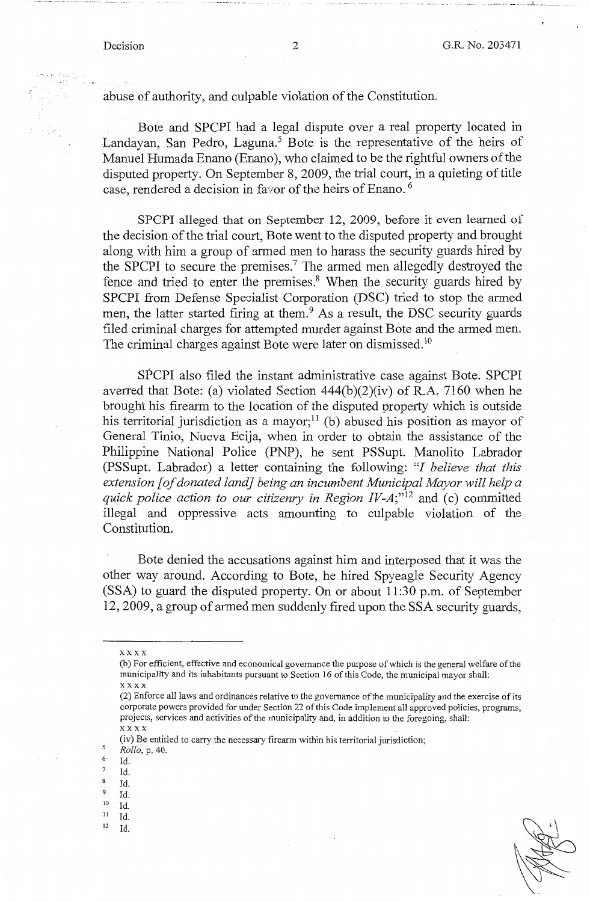abuse of authority, and culpable violation of the Constitution.

Bote and SPCPI had a legal dispute over a real property located in Landayan, San Pedro, Laguna.[5] Bote is the representative of the heirs of Manuel Humada Enano (Enano), who claimed to be the rightful owners of the disputed property. On September 8, 2009, the trial court, in a quieting of title case, rendered a decision in favor of the heirs of Enano.[6]

SPCPI alleged that on September 12, 2009, before it even learned of the decision of the trial court, Bote went to the disputed property and brought along with him a group of armed men to harass the security guards hired by the SPCPI to secure the premises.[7] The armed men allegedly destroyed the fence and tried to enter the premises.[8] When the security guards hired by SPCPI from Defense Specialist Corporation (DSC) tried to stop the armed men, the latter started firing at them.[9] As a result, the DSC security guards filed criminal charges for attempted murder against Bote and the armed men. The criminal charges against Bote were later on dismissed.[10]

SPCPI also filed the instant administrative case against Bote. SPCPI averred that Bote: (a) violated Section 444(b)(2)(iv) of R.A. 7160 when he brought his firearm to the location of the disputed property which is outside his territorial jurisdiction as a mayor;[11] (b) abused his position as mayor of General Tinio, Nueva Ecija, when in order to obtain the assistance of the Philippine National Police (PNP), he sent PSSupt. Manolito Labrador (PSSupt. Labrador) a letter containing the following: "*I believe that this extension [of donated land] being an incumbent Municipal Mayor will help a quick police action to our citizenry in Region IV-A;*"[12] and (c) committed illegal and oppressive acts amounting to culpable violation of the Constitution.

Bote denied the accusations against him and interposed that it was the other way around. According to Bote, he hired Spyeagle Security Agency (SSA) to guard the disputed property. On or about 11:30 p.m. of September 12, 2009, a group of armed men suddenly fired upon the SSA security guards,

---

x x x x

(b) For efficient, effective and economical governance the purpose of which is the general welfare of the municipality and its inhabitants pursuant to Section 16 of this Code, the municipal mayor shall:

x x x x

(2) Enforce all laws and ordinances relative to the governance of the municipality and the exercise of its corporate powers provided for under Section 22 of this Code implement all approved policies, programs, projects, services and activities of the municipality and, in addition to the foregoing, shall:

x x x x

(iv) Be entitled to carry the necessary firearm within his territorial jurisdiction;

[5] *Rollo*, p. 40.

[6] Id.

[7] Id.

[8] Id.

[9] Id.

[10] Id.

[11] Id.

[12] Id.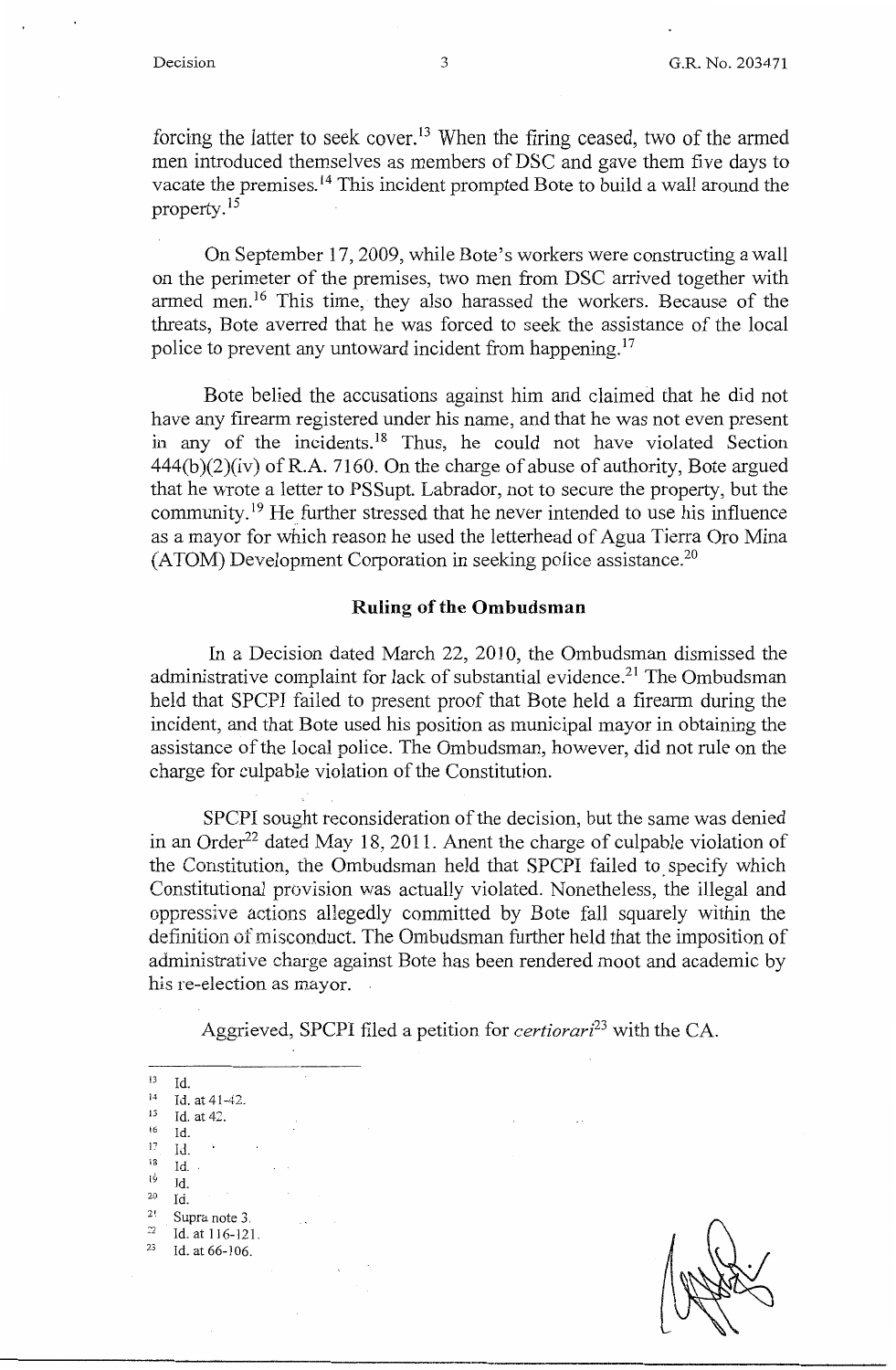forcing the latter to seek cover.[13] When the firing ceased, two of the armed men introduced themselves as members of DSC and gave them five days to vacate the premises.[14] This incident prompted Bote to build a wall around the property.[15]

On September 17, 2009, while Bote's workers were constructing a wall on the perimeter of the premises, two men from DSC arrived together with armed men.[16] This time, they also harassed the workers. Because of the threats, Bote averred that he was forced to seek the assistance of the local police to prevent any untoward incident from happening.[17]

Bote belied the accusations against him and claimed that he did not have any firearm registered under his name, and that he was not even present in any of the incidents.[18] Thus, he could not have violated Section 444(b)(2)(iv) of R.A. 7160. On the charge of abuse of authority, Bote argued that he wrote a letter to PSSupt. Labrador, not to secure the property, but the community.[19] He further stressed that he never intended to use his influence as a mayor for which reason he used the letterhead of Agua Tierra Oro Mina (ATOM) Development Corporation in seeking police assistance.[20]

## Ruling of the Ombudsman

In a Decision dated March 22, 2010, the Ombudsman dismissed the administrative complaint for lack of substantial evidence.[21] The Ombudsman held that SPCPI failed to present proof that Bote held a firearm during the incident, and that Bote used his position as municipal mayor in obtaining the assistance of the local police. The Ombudsman, however, did not rule on the charge for culpable violation of the Constitution.

SPCPI sought reconsideration of the decision, but the same was denied in an Order[22] dated May 18, 2011. Anent the charge of culpable violation of the Constitution, the Ombudsman held that SPCPI failed to specify which Constitutional provision was actually violated. Nonetheless, the illegal and oppressive actions allegedly committed by Bote fall squarely within the definition of misconduct. The Ombudsman further held that the imposition of administrative charge against Bote has been rendered moot and academic by his re-election as mayor.

Aggrieved, SPCPI filed a petition for *certiorari*[23] with the CA.

---

[13] Id.
[14] Id. at 41-42.
[15] Id. at 42.
[16] Id.
[17] Id.
[18] Id.
[19] Id.
[20] Id.
[21] Supra note 3.
[22] Id. at 116-121.
[23] Id. at 66-106.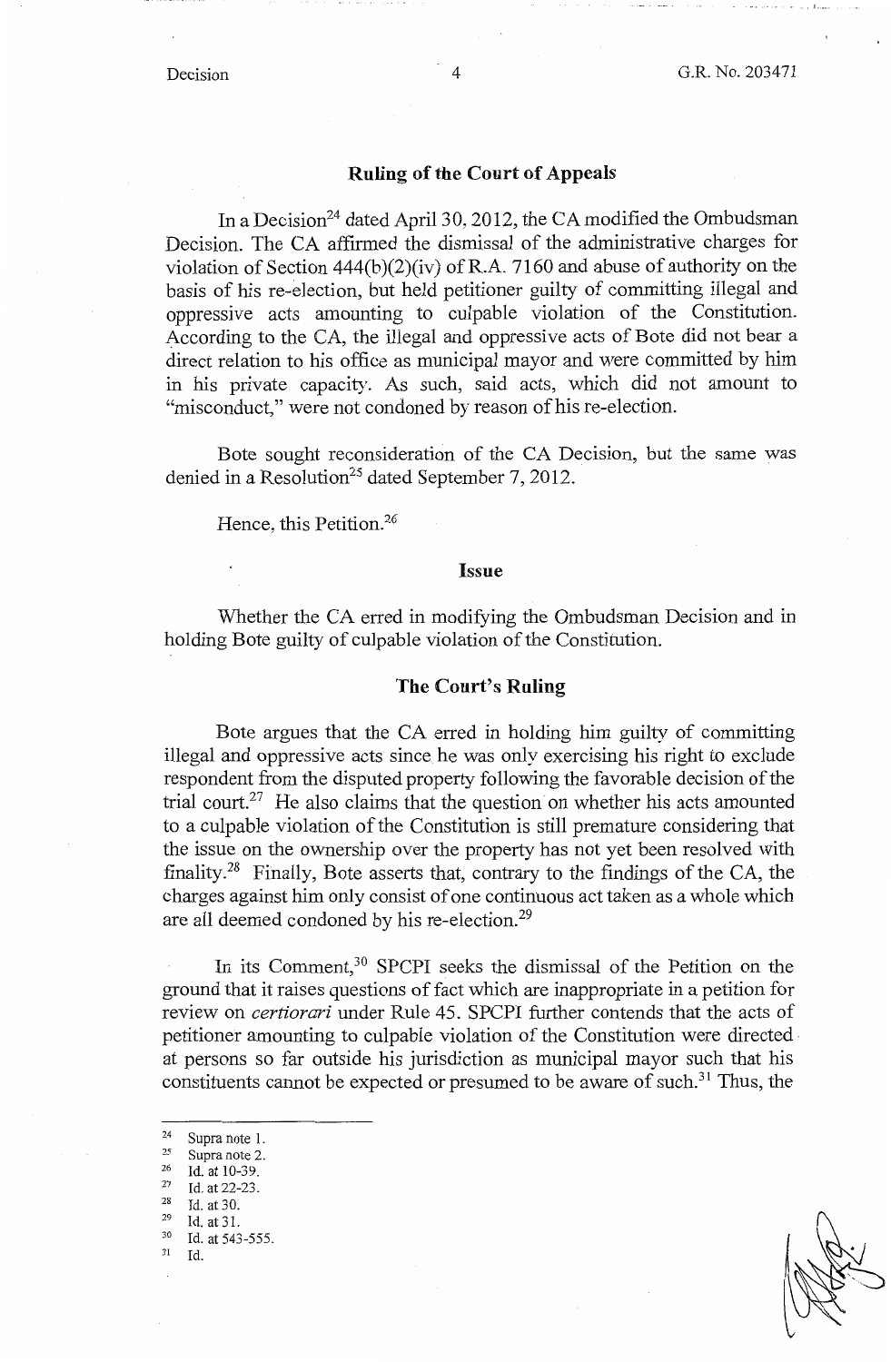## Ruling of the Court of Appeals

In a Decision[24] dated April 30, 2012, the CA modified the Ombudsman Decision. The CA affirmed the dismissal of the administrative charges for violation of Section 444(b)(2)(iv) of R.A. 7160 and abuse of authority on the basis of his re-election, but held petitioner guilty of committing illegal and oppressive acts amounting to culpable violation of the Constitution. According to the CA, the illegal and oppressive acts of Bote did not bear a direct relation to his office as municipal mayor and were committed by him in his private capacity. As such, said acts, which did not amount to "misconduct," were not condoned by reason of his re-election.

Bote sought reconsideration of the CA Decision, but the same was denied in a Resolution[25] dated September 7, 2012.

Hence, this Petition.[26]

## Issue

Whether the CA erred in modifying the Ombudsman Decision and in holding Bote guilty of culpable violation of the Constitution.

## The Court's Ruling

Bote argues that the CA erred in holding him guilty of committing illegal and oppressive acts since he was only exercising his right to exclude respondent from the disputed property following the favorable decision of the trial court.[27] He also claims that the question on whether his acts amounted to a culpable violation of the Constitution is still premature considering that the issue on the ownership over the property has not yet been resolved with finality.[28] Finally, Bote asserts that, contrary to the findings of the CA, the charges against him only consist of one continuous act taken as a whole which are all deemed condoned by his re-election.[29]

In its Comment,[30] SPCPI seeks the dismissal of the Petition on the ground that it raises questions of fact which are inappropriate in a petition for review on *certiorari* under Rule 45. SPCPI further contends that the acts of petitioner amounting to culpable violation of the Constitution were directed at persons so far outside his jurisdiction as municipal mayor such that his constituents cannot be expected or presumed to be aware of such.[31] Thus, the

---

[24] Supra note 1.
[25] Supra note 2.
[26] Id. at 10-39.
[27] Id. at 22-23.
[28] Id. at 30.
[29] Id. at 31.
[30] Id. at 543-555.
[31] Id.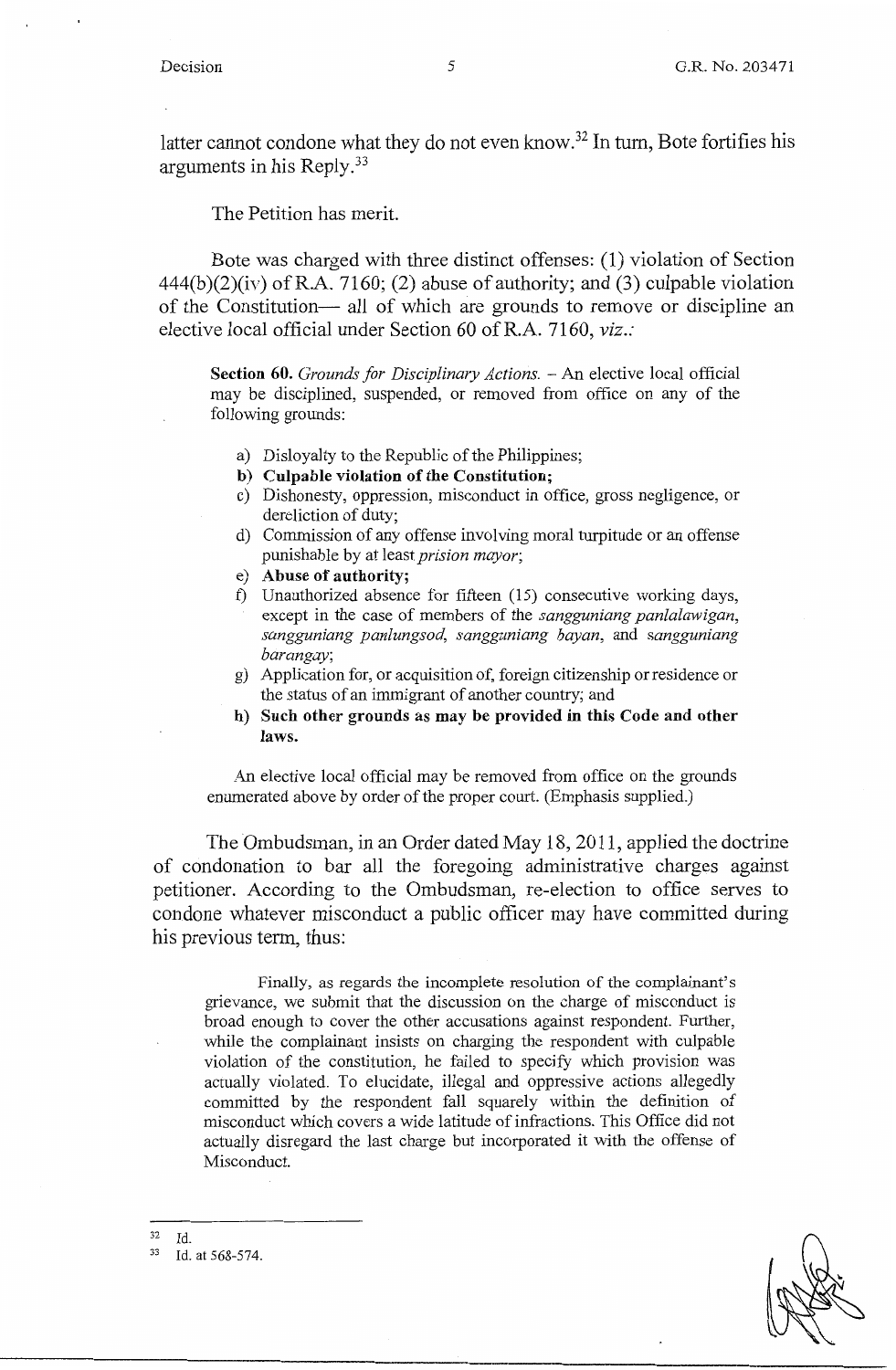latter cannot condone what they do not even know.[32] In turn, Bote fortifies his arguments in his Reply.[33]

The Petition has merit.

Bote was charged with three distinct offenses: (1) violation of Section 444(b)(2)(iv) of R.A. 7160; (2) abuse of authority; and (3) culpable violation of the Constitution— all of which are grounds to remove or discipline an elective local official under Section 60 of R.A. 7160, *viz.*:

> **Section 60.** *Grounds for Disciplinary Actions.* – An elective local official may be disciplined, suspended, or removed from office on any of the following grounds:
>
> a) Disloyalty to the Republic of the Philippines;
> **b) Culpable violation of the Constitution;**
> c) Dishonesty, oppression, misconduct in office, gross negligence, or dereliction of duty;
> d) Commission of any offense involving moral turpitude or an offense punishable by at least *prision mayor*;
> e) **Abuse of authority;**
> f) Unauthorized absence for fifteen (15) consecutive working days, except in the case of members of the *sangguniang panlalawigan*, *sangguniang panlungsod*, *sangguniang bayan*, and *sangguniang barangay*;
> g) Application for, or acquisition of, foreign citizenship or residence or the status of an immigrant of another country; and
> **h) Such other grounds as may be provided in this Code and other laws.**
>
> An elective local official may be removed from office on the grounds enumerated above by order of the proper court. (Emphasis supplied.)

The Ombudsman, in an Order dated May 18, 2011, applied the doctrine of condonation to bar all the foregoing administrative charges against petitioner. According to the Ombudsman, re-election to office serves to condone whatever misconduct a public officer may have committed during his previous term, thus:

> Finally, as regards the incomplete resolution of the complainant's grievance, we submit that the discussion on the charge of misconduct is broad enough to cover the other accusations against respondent. Further, while the complainant insists on charging the respondent with culpable violation of the constitution, he failed to specify which provision was actually violated. To elucidate, illegal and oppressive actions allegedly committed by the respondent fall squarely within the definition of misconduct which covers a wide latitude of infractions. This Office did not actually disregard the last charge but incorporated it with the offense of Misconduct.

---

[32] Id.

[33] Id. at 568-574.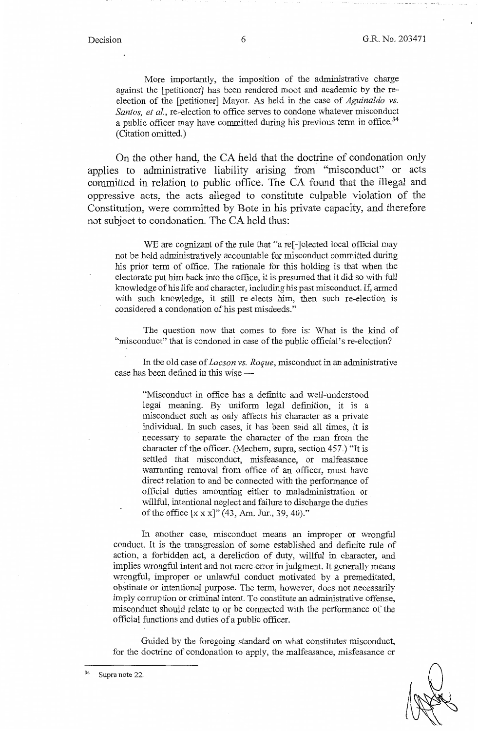More importantly, the imposition of the administrative charge against the [petitioner] has been rendered moot and academic by the re-election of the [petitioner] Mayor. As held in the case of *Aguinaldo vs. Santos, et al.*, re-election to office serves to condone whatever misconduct a public officer may have committed during his previous term in office.[34] (Citation omitted.)

On the other hand, the CA held that the doctrine of condonation only applies to administrative liability arising from "misconduct" or acts committed in relation to public office. The CA found that the illegal and oppressive acts, the acts alleged to constitute culpable violation of the Constitution, were committed by Bote in his private capacity, and therefore not subject to condonation. The CA held thus:

> WE are cognizant of the rule that "a re[-]elected local official may not be held administratively accountable for misconduct committed during his prior term of office. The rationale for this holding is that when the electorate put him back into the office, it is presumed that it did so with full knowledge of his life and character, including his past misconduct. If, armed with such knowledge, it still re-elects him, then such re-election is considered a condonation of his past misdeeds."
>
> The question now that comes to fore is: What is the kind of "misconduct" that is condoned in case of the public official's re-election?
>
> In the old case of *Lacson vs. Roque*, misconduct in an administrative case has been defined in this wise —
>
>> "Misconduct in office has a definite and well-understood legal meaning. By uniform legal definition, it is a misconduct such as only affects his character as a private individual. In such cases, it has been said all times, it is necessary to separate the character of the man from the character of the officer. (Mechem, supra, section 457.) "It is settled that misconduct, misfeasance, or malfeasance warranting removal from office of an officer, must have direct relation to and be connected with the performance of official duties amounting either to maladministration or willful, intentional neglect and failure to discharge the duties of the office [x x x]" (43, Am. Jur., 39, 40)."
>
> In another case, misconduct means an improper or wrongful conduct. It is the transgression of some established and definite rule of action, a forbidden act, a dereliction of duty, willful in character, and implies wrongful intent and not mere error in judgment. It generally means wrongful, improper or unlawful conduct motivated by a premeditated, obstinate or intentional purpose. The term, however, does not necessarily imply corruption or criminal intent. To constitute an administrative offense, misconduct should relate to or be connected with the performance of the official functions and duties of a public officer.
>
> Guided by the foregoing standard on what constitutes misconduct, for the doctrine of condonation to apply, the malfeasance, misfeasance or

---

[34] Supra note 22.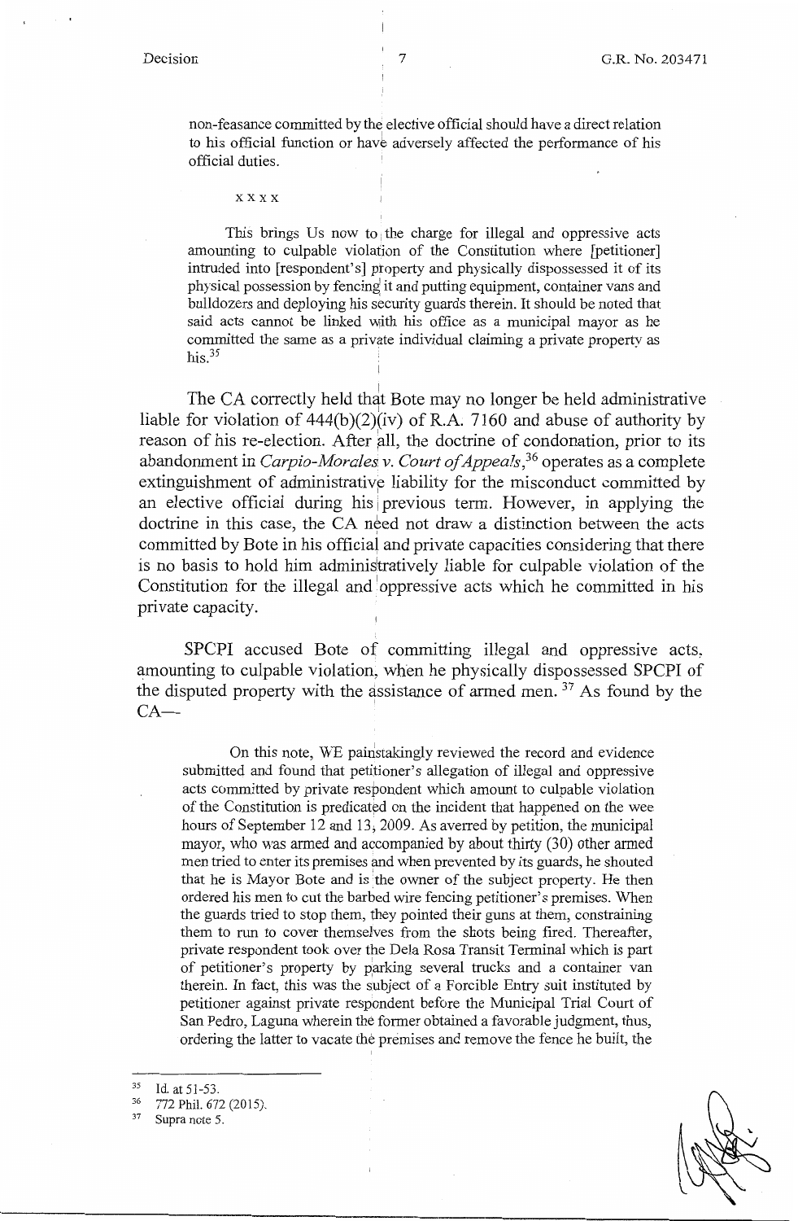non-feasance committed by the elective official should have a direct relation to his official function or have adversely affected the performance of his official duties.

> x x x x
>
> This brings Us now to the charge for illegal and oppressive acts amounting to culpable violation of the Constitution where [petitioner] intruded into [respondent's] property and physically dispossessed it of its physical possession by fencing it and putting equipment, container vans and bulldozers and deploying his security guards therein. It should be noted that said acts cannot be linked with his office as a municipal mayor as he committed the same as a private individual claiming a private property as his.[35]

The CA correctly held that Bote may no longer be held administrative liable for violation of 444(b)(2)(iv) of R.A. 7160 and abuse of authority by reason of his re-election. After all, the doctrine of condonation, prior to its abandonment in *Carpio-Morales v. Court of Appeals*,[36] operates as a complete extinguishment of administrative liability for the misconduct committed by an elective official during his previous term. However, in applying the doctrine in this case, the CA need not draw a distinction between the acts committed by Bote in his official and private capacities considering that there is no basis to hold him administratively liable for culpable violation of the Constitution for the illegal and oppressive acts which he committed in his private capacity.

SPCPI accused Bote of committing illegal and oppressive acts, amounting to culpable violation, when he physically dispossessed SPCPI of the disputed property with the assistance of armed men.[37] As found by the CA—

> On this note, WE painstakingly reviewed the record and evidence submitted and found that petitioner's allegation of illegal and oppressive acts committed by private respondent which amount to culpable violation of the Constitution is predicated on the incident that happened on the wee hours of September 12 and 13, 2009. As averred by petition, the municipal mayor, who was armed and accompanied by about thirty (30) other armed men tried to enter its premises and when prevented by its guards, he shouted that he is Mayor Bote and is the owner of the subject property. He then ordered his men to cut the barbed wire fencing petitioner's premises. When the guards tried to stop them, they pointed their guns at them, constraining them to run to cover themselves from the shots being fired. Thereafter, private respondent took over the Dela Rosa Transit Terminal which is part of petitioner's property by parking several trucks and a container van therein. In fact, this was the subject of a Forcible Entry suit instituted by petitioner against private respondent before the Municipal Trial Court of San Pedro, Laguna wherein the former obtained a favorable judgment, thus, ordering the latter to vacate the premises and remove the fence he built, the

---

[35] Id. at 51-53.

[36] 772 Phil. 672 (2015).

[37] Supra note 5.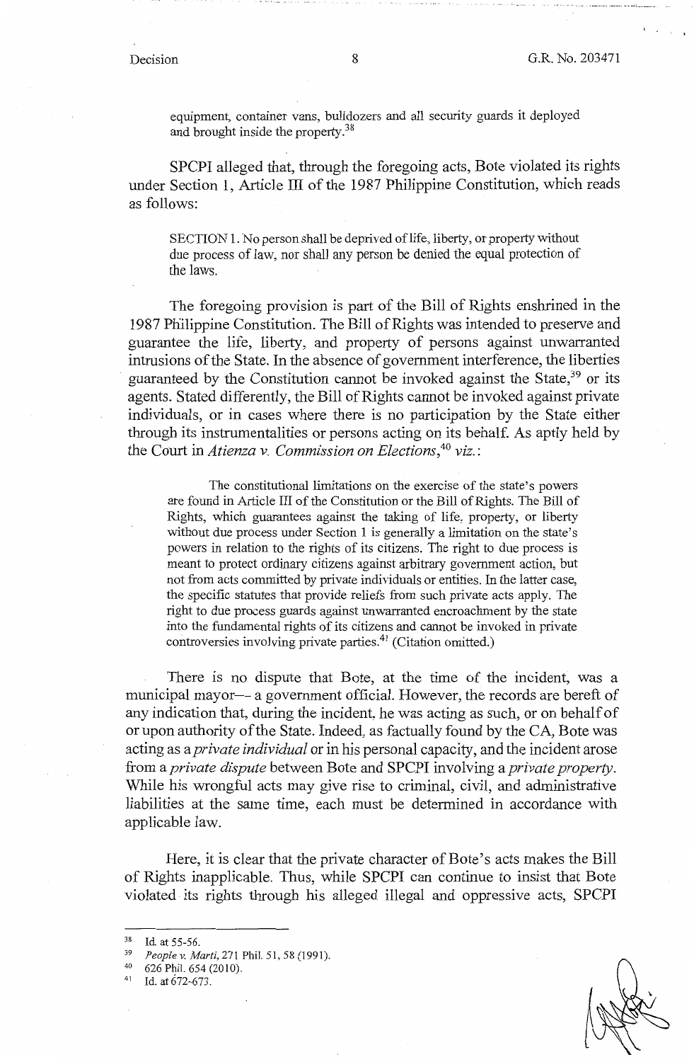equipment, container vans, bulldozers and all security guards it deployed and brought inside the property.[38]

SPCPI alleged that, through the foregoing acts, Bote violated its rights under Section 1, Article III of the 1987 Philippine Constitution, which reads as follows:

> SECTION 1. No person shall be deprived of life, liberty, or property without due process of law, nor shall any person be denied the equal protection of the laws.

The foregoing provision is part of the Bill of Rights enshrined in the 1987 Philippine Constitution. The Bill of Rights was intended to preserve and guarantee the life, liberty, and property of persons against unwarranted intrusions of the State. In the absence of government interference, the liberties guaranteed by the Constitution cannot be invoked against the State,[39] or its agents. Stated differently, the Bill of Rights cannot be invoked against private individuals, or in cases where there is no participation by the State either through its instrumentalities or persons acting on its behalf. As aptly held by the Court in *Atienza v. Commission on Elections*,[40] *viz.*:

> The constitutional limitations on the exercise of the state's powers are found in Article III of the Constitution or the Bill of Rights. The Bill of Rights, which guarantees against the taking of life, property, or liberty without due process under Section 1 is generally a limitation on the state's powers in relation to the rights of its citizens. The right to due process is meant to protect ordinary citizens against arbitrary government action, but not from acts committed by private individuals or entities. In the latter case, the specific statutes that provide reliefs from such private acts apply. The right to due process guards against unwarranted encroachment by the state into the fundamental rights of its citizens and cannot be invoked in private controversies involving private parties.[41] (Citation omitted.)

There is no dispute that Bote, at the time of the incident, was a municipal mayor–– a government official. However, the records are bereft of any indication that, during the incident, he was acting as such, or on behalf of or upon authority of the State. Indeed, as factually found by the CA, Bote was acting as a *private individual* or in his personal capacity, and the incident arose from a *private dispute* between Bote and SPCPI involving a *private property*. While his wrongful acts may give rise to criminal, civil, and administrative liabilities at the same time, each must be determined in accordance with applicable law.

Here, it is clear that the private character of Bote's acts makes the Bill of Rights inapplicable. Thus, while SPCPI can continue to insist that Bote violated its rights through his alleged illegal and oppressive acts, SPCPI

---

[38] Id. at 55-56.

[39] *People v. Marti*, 271 Phil. 51, 58 (1991).

[40] 626 Phil. 654 (2010).

[41] Id. at 672-673.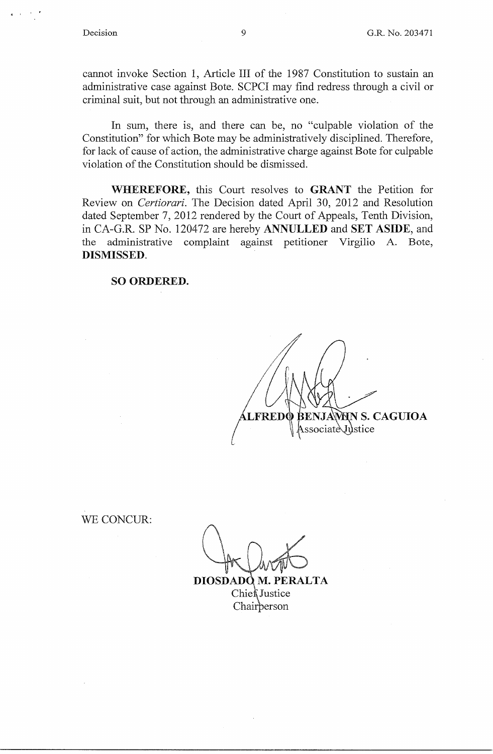cannot invoke Section 1, Article III of the 1987 Constitution to sustain an administrative case against Bote. SCPCI may find redress through a civil or criminal suit, but not through an administrative one.

In sum, there is, and there can be, no "culpable violation of the Constitution" for which Bote may be administratively disciplined. Therefore, for lack of cause of action, the administrative charge against Bote for culpable violation of the Constitution should be dismissed.

**WHEREFORE,** this Court resolves to **GRANT** the Petition for Review on *Certiorari*. The Decision dated April 30, 2012 and Resolution dated September 7, 2012 rendered by the Court of Appeals, Tenth Division, in CA-G.R. SP No. 120472 are hereby **ANNULLED** and **SET ASIDE**, and the administrative complaint against petitioner Virgilio A. Bote, **DISMISSED**.

**SO ORDERED.**

**ALFREDO BENJAMIN S. CAGUIOA**
Associate Justice

WE CONCUR:

**DIOSDADO M. PERALTA**
Chief Justice
Chairperson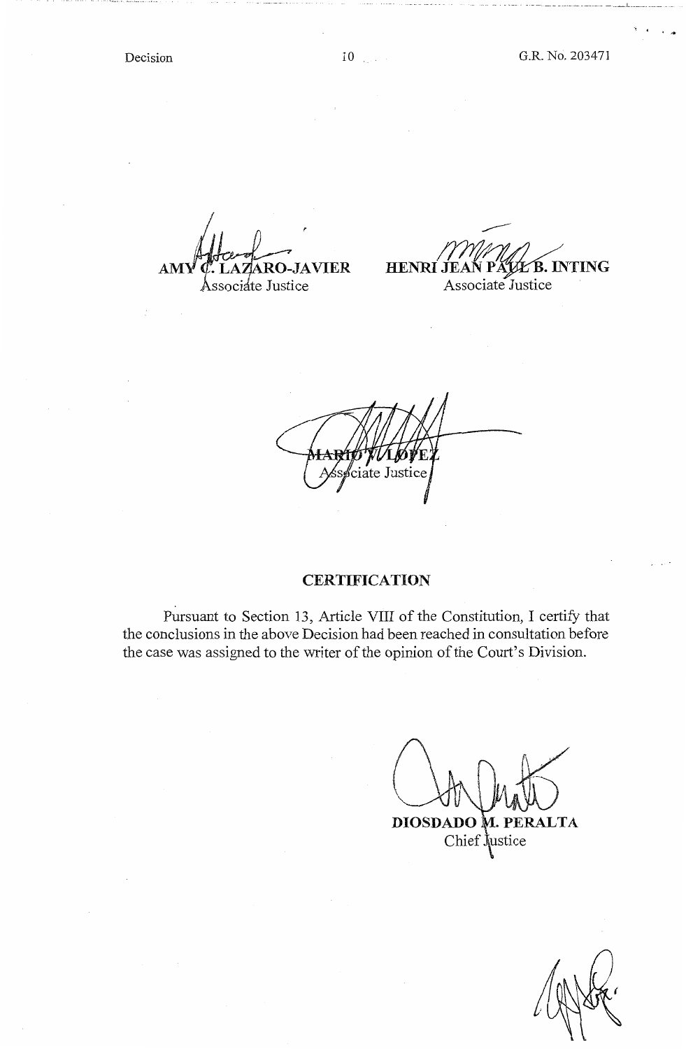**AMY C. LAZARO-JAVIER**
Associate Justice

**HENRI JEAN PAUL B. INTING**
Associate Justice

**MARIO V. LOPEZ**
Associate Justice

## CERTIFICATION

Pursuant to Section 13, Article VIII of the Constitution, I certify that the conclusions in the above Decision had been reached in consultation before the case was assigned to the writer of the opinion of the Court's Division.

**DIOSDADO M. PERALTA**
Chief Justice